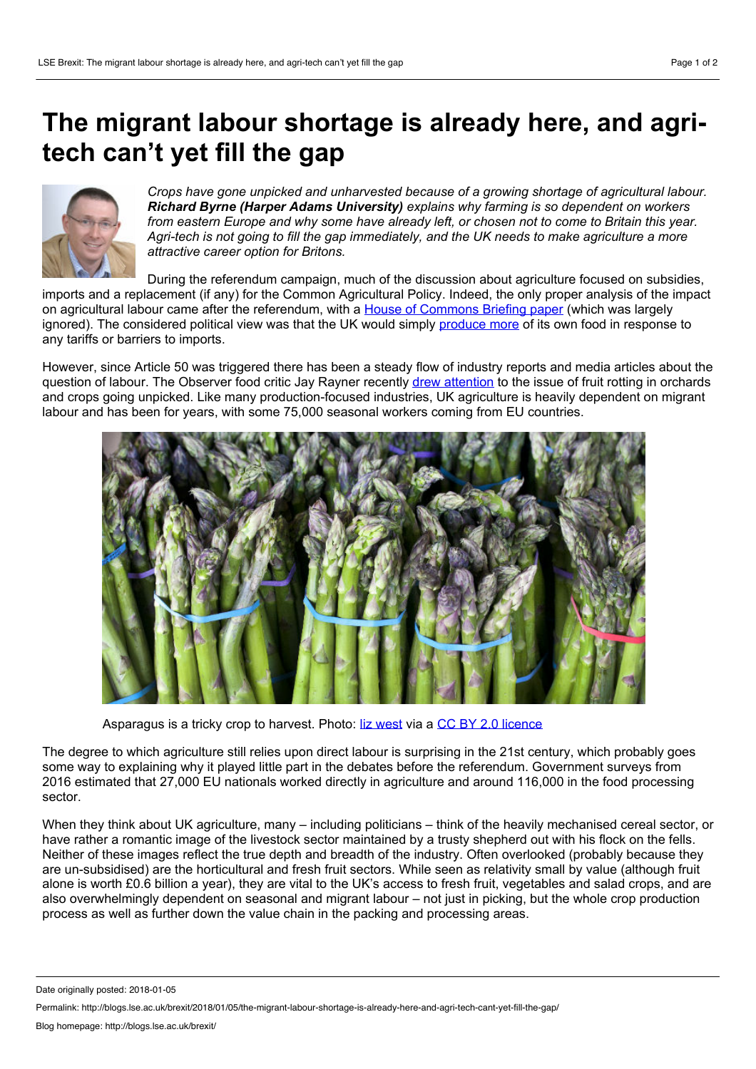# The migrant labour shortage is already here, and agri-tech can't yet fill the gap

*Crops have gone unpicked and unharvested because of a growing shortage of agricultural labour. **Richard Byrne (Harper Adams University)** explains why farming is so dependent on workers from eastern Europe and why some have already left, or chosen not to come to Britain this year. Agri-tech is not going to fill the gap immediately, and the UK needs to make agriculture a more attractive career option for Britons.*

During the referendum campaign, much of the discussion about agriculture focused on subsidies, imports and a replacement (if any) for the Common Agricultural Policy. Indeed, the only proper analysis of the impact on agricultural labour came after the referendum, with a House of Commons Briefing paper (which was largely ignored). The considered political view was that the UK would simply produce more of its own food in response to any tariffs or barriers to imports.

However, since Article 50 was triggered there has been a steady flow of industry reports and media articles about the question of labour. The Observer food critic Jay Rayner recently drew attention to the issue of fruit rotting in orchards and crops going unpicked. Like many production-focused industries, UK agriculture is heavily dependent on migrant labour and has been for years, with some 75,000 seasonal workers coming from EU countries.

Asparagus is a tricky crop to harvest. Photo: liz west via a CC BY 2.0 licence

The degree to which agriculture still relies upon direct labour is surprising in the 21st century, which probably goes some way to explaining why it played little part in the debates before the referendum. Government surveys from 2016 estimated that 27,000 EU nationals worked directly in agriculture and around 116,000 in the food processing sector.

When they think about UK agriculture, many – including politicians – think of the heavily mechanised cereal sector, or have rather a romantic image of the livestock sector maintained by a trusty shepherd out with his flock on the fells. Neither of these images reflect the true depth and breadth of the industry. Often overlooked (probably because they are un-subsidised) are the horticultural and fresh fruit sectors. While seen as relativity small by value (although fruit alone is worth £0.6 billion a year), they are vital to the UK's access to fresh fruit, vegetables and salad crops, and are also overwhelmingly dependent on seasonal and migrant labour – not just in picking, but the whole crop production process as well as further down the value chain in the packing and processing areas.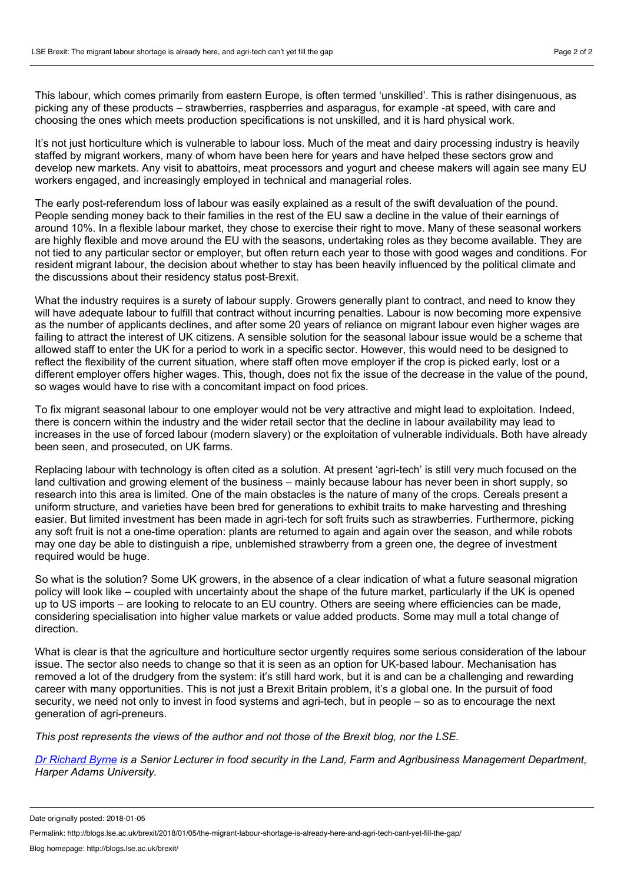This labour, which comes primarily from eastern Europe, is often termed 'unskilled'. This is rather disingenuous, as picking any of these products – strawberries, raspberries and asparagus, for example -at speed, with care and choosing the ones which meets production specifications is not unskilled, and it is hard physical work.

It's not just horticulture which is vulnerable to labour loss. Much of the meat and dairy processing industry is heavily staffed by migrant workers, many of whom have been here for years and have helped these sectors grow and develop new markets. Any visit to abattoirs, meat processors and yogurt and cheese makers will again see many EU workers engaged, and increasingly employed in technical and managerial roles.

The early post-referendum loss of labour was easily explained as a result of the swift devaluation of the pound. People sending money back to their families in the rest of the EU saw a decline in the value of their earnings of around 10%. In a flexible labour market, they chose to exercise their right to move. Many of these seasonal workers are highly flexible and move around the EU with the seasons, undertaking roles as they become available. They are not tied to any particular sector or employer, but often return each year to those with good wages and conditions. For resident migrant labour, the decision about whether to stay has been heavily influenced by the political climate and the discussions about their residency status post-Brexit.

What the industry requires is a surety of labour supply. Growers generally plant to contract, and need to know they will have adequate labour to fulfill that contract without incurring penalties. Labour is now becoming more expensive as the number of applicants declines, and after some 20 years of reliance on migrant labour even higher wages are failing to attract the interest of UK citizens. A sensible solution for the seasonal labour issue would be a scheme that allowed staff to enter the UK for a period to work in a specific sector. However, this would need to be designed to reflect the flexibility of the current situation, where staff often move employer if the crop is picked early, lost or a different employer offers higher wages. This, though, does not fix the issue of the decrease in the value of the pound, so wages would have to rise with a concomitant impact on food prices.

To fix migrant seasonal labour to one employer would not be very attractive and might lead to exploitation. Indeed, there is concern within the industry and the wider retail sector that the decline in labour availability may lead to increases in the use of forced labour (modern slavery) or the exploitation of vulnerable individuals. Both have already been seen, and prosecuted, on UK farms.

Replacing labour with technology is often cited as a solution. At present 'agri-tech' is still very much focused on the land cultivation and growing element of the business – mainly because labour has never been in short supply, so research into this area is limited. One of the main obstacles is the nature of many of the crops. Cereals present a uniform structure, and varieties have been bred for generations to exhibit traits to make harvesting and threshing easier. But limited investment has been made in agri-tech for soft fruits such as strawberries. Furthermore, picking any soft fruit is not a one-time operation: plants are returned to again and again over the season, and while robots may one day be able to distinguish a ripe, unblemished strawberry from a green one, the degree of investment required would be huge.

So what is the solution? Some UK growers, in the absence of a clear indication of what a future seasonal migration policy will look like – coupled with uncertainty about the shape of the future market, particularly if the UK is opened up to US imports – are looking to relocate to an EU country. Others are seeing where efficiencies can be made, considering specialisation into higher value markets or value added products. Some may mull a total change of direction.

What is clear is that the agriculture and horticulture sector urgently requires some serious consideration of the labour issue. The sector also needs to change so that it is seen as an option for UK-based labour. Mechanisation has removed a lot of the drudgery from the system: it's still hard work, but it is and can be a challenging and rewarding career with many opportunities. This is not just a Brexit Britain problem, it's a global one. In the pursuit of food security, we need not only to invest in food systems and agri-tech, but in people – so as to encourage the next generation of agri-preneurs.

*This post represents the views of the author and not those of the Brexit blog, nor the LSE.*

*Dr Richard Byrne is a Senior Lecturer in food security in the Land, Farm and Agribusiness Management Department, Harper Adams University.*

Date originally posted: 2018-01-05

Permalink: http://blogs.lse.ac.uk/brexit/2018/01/05/the-migrant-labour-shortage-is-already-here-and-agri-tech-cant-yet-fill-the-gap/

Blog homepage: http://blogs.lse.ac.uk/brexit/